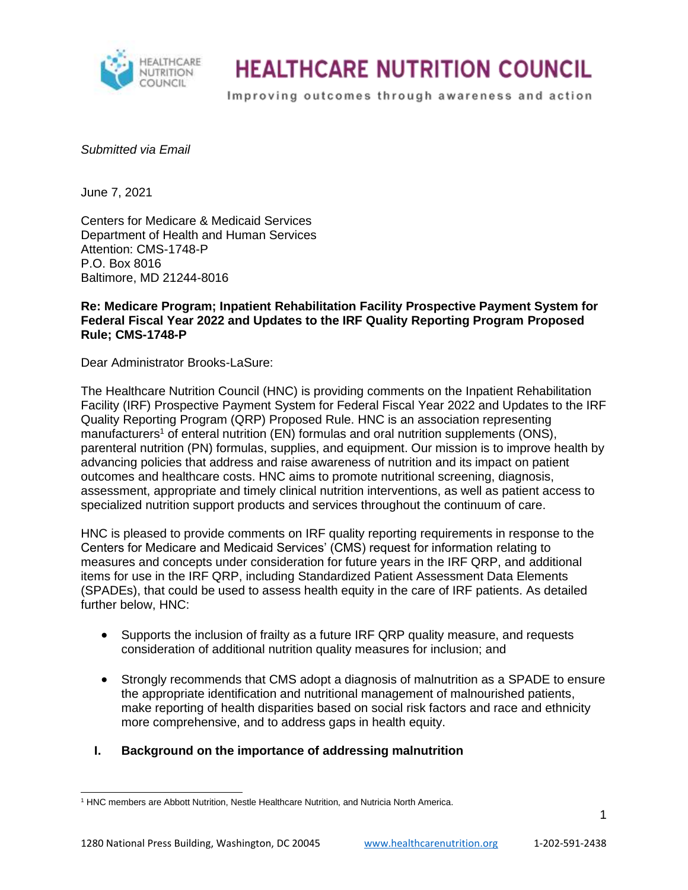# HEALTHCARE NUTRITION COUNCIL

Improving outcomes through awareness and action

*Submitted via Email*

June 7, 2021

Centers for Medicare & Medicaid Services
Department of Health and Human Services
Attention: CMS-1748-P
P.O. Box 8016
Baltimore, MD 21244-8016

**Re: Medicare Program; Inpatient Rehabilitation Facility Prospective Payment System for Federal Fiscal Year 2022 and Updates to the IRF Quality Reporting Program Proposed Rule; CMS-1748-P**

Dear Administrator Brooks-LaSure:

The Healthcare Nutrition Council (HNC) is providing comments on the Inpatient Rehabilitation Facility (IRF) Prospective Payment System for Federal Fiscal Year 2022 and Updates to the IRF Quality Reporting Program (QRP) Proposed Rule. HNC is an association representing manufacturers[1] of enteral nutrition (EN) formulas and oral nutrition supplements (ONS), parenteral nutrition (PN) formulas, supplies, and equipment. Our mission is to improve health by advancing policies that address and raise awareness of nutrition and its impact on patient outcomes and healthcare costs. HNC aims to promote nutritional screening, diagnosis, assessment, appropriate and timely clinical nutrition interventions, as well as patient access to specialized nutrition support products and services throughout the continuum of care.

HNC is pleased to provide comments on IRF quality reporting requirements in response to the Centers for Medicare and Medicaid Services' (CMS) request for information relating to measures and concepts under consideration for future years in the IRF QRP, and additional items for use in the IRF QRP, including Standardized Patient Assessment Data Elements (SPADEs), that could be used to assess health equity in the care of IRF patients. As detailed further below, HNC:

- Supports the inclusion of frailty as a future IRF QRP quality measure, and requests consideration of additional nutrition quality measures for inclusion; and
- Strongly recommends that CMS adopt a diagnosis of malnutrition as a SPADE to ensure the appropriate identification and nutritional management of malnourished patients, make reporting of health disparities based on social risk factors and race and ethnicity more comprehensive, and to address gaps in health equity.

## I. Background on the importance of addressing malnutrition

[1] HNC members are Abbott Nutrition, Nestle Healthcare Nutrition, and Nutricia North America.

1280 National Press Building, Washington, DC 20045 www.healthcarenutrition.org 1-202-591-2438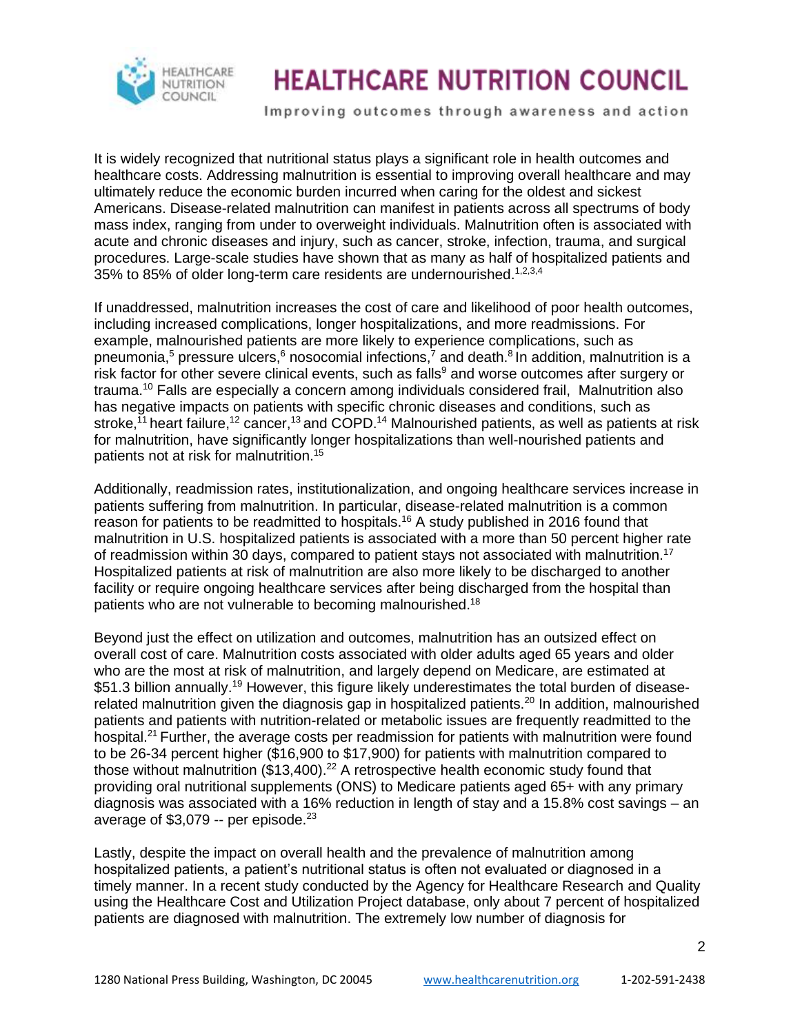It is widely recognized that nutritional status plays a significant role in health outcomes and healthcare costs. Addressing malnutrition is essential to improving overall healthcare and may ultimately reduce the economic burden incurred when caring for the oldest and sickest Americans. Disease-related malnutrition can manifest in patients across all spectrums of body mass index, ranging from under to overweight individuals. Malnutrition often is associated with acute and chronic diseases and injury, such as cancer, stroke, infection, trauma, and surgical procedures. Large-scale studies have shown that as many as half of hospitalized patients and 35% to 85% of older long-term care residents are undernourished.[1,2,3,4]

If unaddressed, malnutrition increases the cost of care and likelihood of poor health outcomes, including increased complications, longer hospitalizations, and more readmissions. For example, malnourished patients are more likely to experience complications, such as pneumonia,[5] pressure ulcers,[6] nosocomial infections,[7] and death.[8] In addition, malnutrition is a risk factor for other severe clinical events, such as falls[9] and worse outcomes after surgery or trauma.[10] Falls are especially a concern among individuals considered frail, Malnutrition also has negative impacts on patients with specific chronic diseases and conditions, such as stroke,[11] heart failure,[12] cancer,[13] and COPD.[14] Malnourished patients, as well as patients at risk for malnutrition, have significantly longer hospitalizations than well-nourished patients and patients not at risk for malnutrition.[15]

Additionally, readmission rates, institutionalization, and ongoing healthcare services increase in patients suffering from malnutrition. In particular, disease-related malnutrition is a common reason for patients to be readmitted to hospitals.[16] A study published in 2016 found that malnutrition in U.S. hospitalized patients is associated with a more than 50 percent higher rate of readmission within 30 days, compared to patient stays not associated with malnutrition.[17] Hospitalized patients at risk of malnutrition are also more likely to be discharged to another facility or require ongoing healthcare services after being discharged from the hospital than patients who are not vulnerable to becoming malnourished.[18]

Beyond just the effect on utilization and outcomes, malnutrition has an outsized effect on overall cost of care. Malnutrition costs associated with older adults aged 65 years and older who are the most at risk of malnutrition, and largely depend on Medicare, are estimated at $51.3 billion annually.[19] However, this figure likely underestimates the total burden of disease-related malnutrition given the diagnosis gap in hospitalized patients.[20] In addition, malnourished patients and patients with nutrition-related or metabolic issues are frequently readmitted to the hospital.[21] Further, the average costs per readmission for patients with malnutrition were found to be 26-34 percent higher ($16,900 to $17,900) for patients with malnutrition compared to those without malnutrition ($13,400).[22] A retrospective health economic study found that providing oral nutritional supplements (ONS) to Medicare patients aged 65+ with any primary diagnosis was associated with a 16% reduction in length of stay and a 15.8% cost savings – an average of $3,079 -- per episode.[23]

Lastly, despite the impact on overall health and the prevalence of malnutrition among hospitalized patients, a patient's nutritional status is often not evaluated or diagnosed in a timely manner. In a recent study conducted by the Agency for Healthcare Research and Quality using the Healthcare Cost and Utilization Project database, only about 7 percent of hospitalized patients are diagnosed with malnutrition. The extremely low number of diagnosis for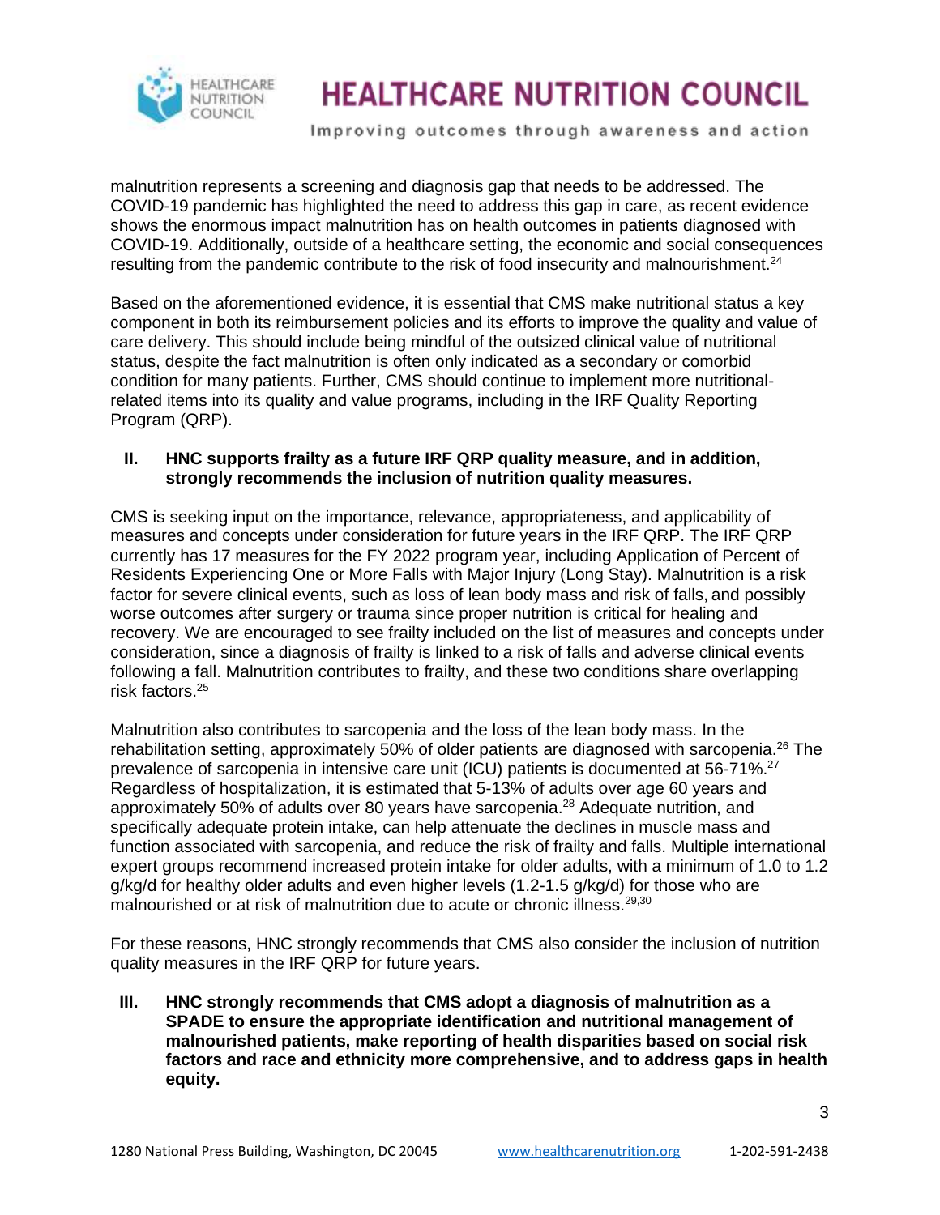malnutrition represents a screening and diagnosis gap that needs to be addressed. The COVID-19 pandemic has highlighted the need to address this gap in care, as recent evidence shows the enormous impact malnutrition has on health outcomes in patients diagnosed with COVID-19. Additionally, outside of a healthcare setting, the economic and social consequences resulting from the pandemic contribute to the risk of food insecurity and malnourishment.[24]

Based on the aforementioned evidence, it is essential that CMS make nutritional status a key component in both its reimbursement policies and its efforts to improve the quality and value of care delivery. This should include being mindful of the outsized clinical value of nutritional status, despite the fact malnutrition is often only indicated as a secondary or comorbid condition for many patients. Further, CMS should continue to implement more nutritional-related items into its quality and value programs, including in the IRF Quality Reporting Program (QRP).

## II. HNC supports frailty as a future IRF QRP quality measure, and in addition, strongly recommends the inclusion of nutrition quality measures.

CMS is seeking input on the importance, relevance, appropriateness, and applicability of measures and concepts under consideration for future years in the IRF QRP. The IRF QRP currently has 17 measures for the FY 2022 program year, including Application of Percent of Residents Experiencing One or More Falls with Major Injury (Long Stay). Malnutrition is a risk factor for severe clinical events, such as loss of lean body mass and risk of falls, and possibly worse outcomes after surgery or trauma since proper nutrition is critical for healing and recovery. We are encouraged to see frailty included on the list of measures and concepts under consideration, since a diagnosis of frailty is linked to a risk of falls and adverse clinical events following a fall. Malnutrition contributes to frailty, and these two conditions share overlapping risk factors.[25]

Malnutrition also contributes to sarcopenia and the loss of the lean body mass. In the rehabilitation setting, approximately 50% of older patients are diagnosed with sarcopenia.[26] The prevalence of sarcopenia in intensive care unit (ICU) patients is documented at 56-71%.[27] Regardless of hospitalization, it is estimated that 5-13% of adults over age 60 years and approximately 50% of adults over 80 years have sarcopenia.[28] Adequate nutrition, and specifically adequate protein intake, can help attenuate the declines in muscle mass and function associated with sarcopenia, and reduce the risk of frailty and falls. Multiple international expert groups recommend increased protein intake for older adults, with a minimum of 1.0 to 1.2 g/kg/d for healthy older adults and even higher levels (1.2-1.5 g/kg/d) for those who are malnourished or at risk of malnutrition due to acute or chronic illness.[29,30]

For these reasons, HNC strongly recommends that CMS also consider the inclusion of nutrition quality measures in the IRF QRP for future years.

## III. HNC strongly recommends that CMS adopt a diagnosis of malnutrition as a SPADE to ensure the appropriate identification and nutritional management of malnourished patients, make reporting of health disparities based on social risk factors and race and ethnicity more comprehensive, and to address gaps in health equity.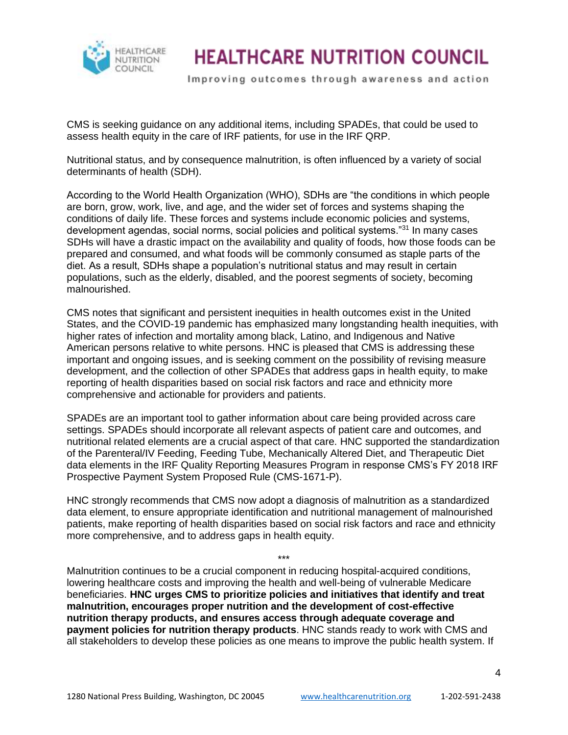CMS is seeking guidance on any additional items, including SPADEs, that could be used to assess health equity in the care of IRF patients, for use in the IRF QRP.

Nutritional status, and by consequence malnutrition, is often influenced by a variety of social determinants of health (SDH).

According to the World Health Organization (WHO), SDHs are "the conditions in which people are born, grow, work, live, and age, and the wider set of forces and systems shaping the conditions of daily life. These forces and systems include economic policies and systems, development agendas, social norms, social policies and political systems."[31] In many cases SDHs will have a drastic impact on the availability and quality of foods, how those foods can be prepared and consumed, and what foods will be commonly consumed as staple parts of the diet. As a result, SDHs shape a population's nutritional status and may result in certain populations, such as the elderly, disabled, and the poorest segments of society, becoming malnourished.

CMS notes that significant and persistent inequities in health outcomes exist in the United States, and the COVID-19 pandemic has emphasized many longstanding health inequities, with higher rates of infection and mortality among black, Latino, and Indigenous and Native American persons relative to white persons. HNC is pleased that CMS is addressing these important and ongoing issues, and is seeking comment on the possibility of revising measure development, and the collection of other SPADEs that address gaps in health equity, to make reporting of health disparities based on social risk factors and race and ethnicity more comprehensive and actionable for providers and patients.

SPADEs are an important tool to gather information about care being provided across care settings. SPADEs should incorporate all relevant aspects of patient care and outcomes, and nutritional related elements are a crucial aspect of that care. HNC supported the standardization of the Parenteral/IV Feeding, Feeding Tube, Mechanically Altered Diet, and Therapeutic Diet data elements in the IRF Quality Reporting Measures Program in response CMS's FY 2018 IRF Prospective Payment System Proposed Rule (CMS-1671-P).

HNC strongly recommends that CMS now adopt a diagnosis of malnutrition as a standardized data element, to ensure appropriate identification and nutritional management of malnourished patients, make reporting of health disparities based on social risk factors and race and ethnicity more comprehensive, and to address gaps in health equity.

***

Malnutrition continues to be a crucial component in reducing hospital-acquired conditions, lowering healthcare costs and improving the health and well-being of vulnerable Medicare beneficiaries. **HNC urges CMS to prioritize policies and initiatives that identify and treat malnutrition, encourages proper nutrition and the development of cost-effective nutrition therapy products, and ensures access through adequate coverage and payment policies for nutrition therapy products**. HNC stands ready to work with CMS and all stakeholders to develop these policies as one means to improve the public health system. If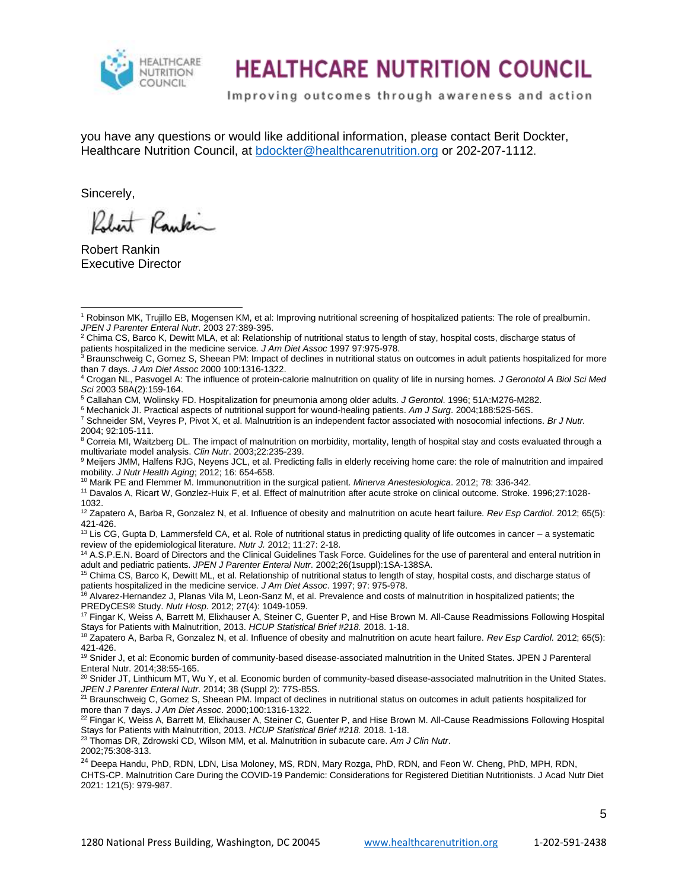you have any questions or would like additional information, please contact Berit Dockter, Healthcare Nutrition Council, at bdockter@healthcarenutrition.org or 202-207-1112.

Sincerely,

Robert Rankin
Executive Director

---

[1] Robinson MK, Trujillo EB, Mogensen KM, et al: Improving nutritional screening of hospitalized patients: The role of prealbumin. *JPEN J Parenter Enteral Nutr*. 2003 27:389-395.

[2] Chima CS, Barco K, Dewitt MLA, et al: Relationship of nutritional status to length of stay, hospital costs, discharge status of patients hospitalized in the medicine service. *J Am Diet Assoc* 1997 97:975-978.

[3] Braunschweig C, Gomez S, Sheean PM: Impact of declines in nutritional status on outcomes in adult patients hospitalized for more than 7 days. *J Am Diet Assoc* 2000 100:1316-1322.

[4] Crogan NL, Pasvogel A: The influence of protein-calorie malnutrition on quality of life in nursing homes. *J Geronotol A Biol Sci Med Sci* 2003 58A(2):159-164.

[5] Callahan CM, Wolinsky FD. Hospitalization for pneumonia among older adults. *J Gerontol*. 1996; 51A:M276-M282.

[6] Mechanick JI. Practical aspects of nutritional support for wound-healing patients. *Am J Surg*. 2004;188:52S-56S.

[7] Schneider SM, Veyres P, Pivot X, et al. Malnutrition is an independent factor associated with nosocomial infections. *Br J Nutr.* 2004; 92:105-111.

[8] Correia MI, Waitzberg DL. The impact of malnutrition on morbidity, mortality, length of hospital stay and costs evaluated through a multivariate model analysis. *Clin Nutr*. 2003;22:235-239.

[9] Meijers JMM, Halfens RJG, Neyens JCL, et al. Predicting falls in elderly receiving home care: the role of malnutrition and impaired mobility. *J Nutr Health Aging*; 2012; 16: 654-658.

[10] Marik PE and Flemmer M. Immunonutrition in the surgical patient. *Minerva Anestesiologica*. 2012; 78: 336-342.

[11] Davalos A, Ricart W, Gonzlez-Huix F, et al. Effect of malnutrition after acute stroke on clinical outcome. Stroke. 1996;27:1028-1032.

[12] Zapatero A, Barba R, Gonzalez N, et al. Influence of obesity and malnutrition on acute heart failure. *Rev Esp Cardiol*. 2012; 65(5): 421-426.

[13] Lis CG, Gupta D, Lammersfeld CA, et al. Role of nutritional status in predicting quality of life outcomes in cancer – a systematic review of the epidemiological literature. *Nutr J.* 2012; 11:27*:* 2-18.

[14] A.S.P.E.N. Board of Directors and the Clinical Guidelines Task Force. Guidelines for the use of parenteral and enteral nutrition in adult and pediatric patients. *JPEN J Parenter Enteral Nutr*. 2002;26(1suppl):1SA-138SA.

[15] Chima CS, Barco K, Dewitt ML, et al. Relationship of nutritional status to length of stay, hospital costs, and discharge status of patients hospitalized in the medicine service. *J Am Diet Assoc*. 1997; 97: 975-978.

[16] Alvarez-Hernandez J, Planas Vila M, Leon-Sanz M, et al. Prevalence and costs of malnutrition in hospitalized patients; the PREDyCES® Study. *Nutr Hosp*. 2012; 27(4): 1049-1059.

[17] Fingar K, Weiss A, Barrett M, Elixhauser A, Steiner C, Guenter P, and Hise Brown M. All-Cause Readmissions Following Hospital Stays for Patients with Malnutrition, 2013. *HCUP Statistical Brief #218.* 2018. 1-18.

[18] Zapatero A, Barba R, Gonzalez N, et al. Influence of obesity and malnutrition on acute heart failure. *Rev Esp Cardiol.* 2012; 65(5): 421-426.

[19] Snider J, et al: Economic burden of community-based disease-associated malnutrition in the United States. JPEN J Parenteral Enteral Nutr. 2014;38:55-165.

[20] Snider JT, Linthicum MT, Wu Y, et al. Economic burden of community-based disease-associated malnutrition in the United States. *JPEN J Parenter Enteral Nutr*. 2014; 38 (Suppl 2): 77S-85S.

[21] Braunschweig C, Gomez S, Sheean PM. Impact of declines in nutritional status on outcomes in adult patients hospitalized for more than 7 days. *J Am Diet Assoc*. 2000;100:1316-1322.

[22] Fingar K, Weiss A, Barrett M, Elixhauser A, Steiner C, Guenter P, and Hise Brown M. All-Cause Readmissions Following Hospital Stays for Patients with Malnutrition, 2013. *HCUP Statistical Brief #218.* 2018. 1-18.

[23] Thomas DR, Zdrowski CD, Wilson MM, et al. Malnutrition in subacute care. *Am J Clin Nutr*. 2002;75:308-313.

[24] Deepa Handu, PhD, RDN, LDN, Lisa Moloney, MS, RDN, Mary Rozga, PhD, RDN, and Feon W. Cheng, PhD, MPH, RDN, CHTS-CP. Malnutrition Care During the COVID-19 Pandemic: Considerations for Registered Dietitian Nutritionists. J Acad Nutr Diet 2021: 121(5): 979-987.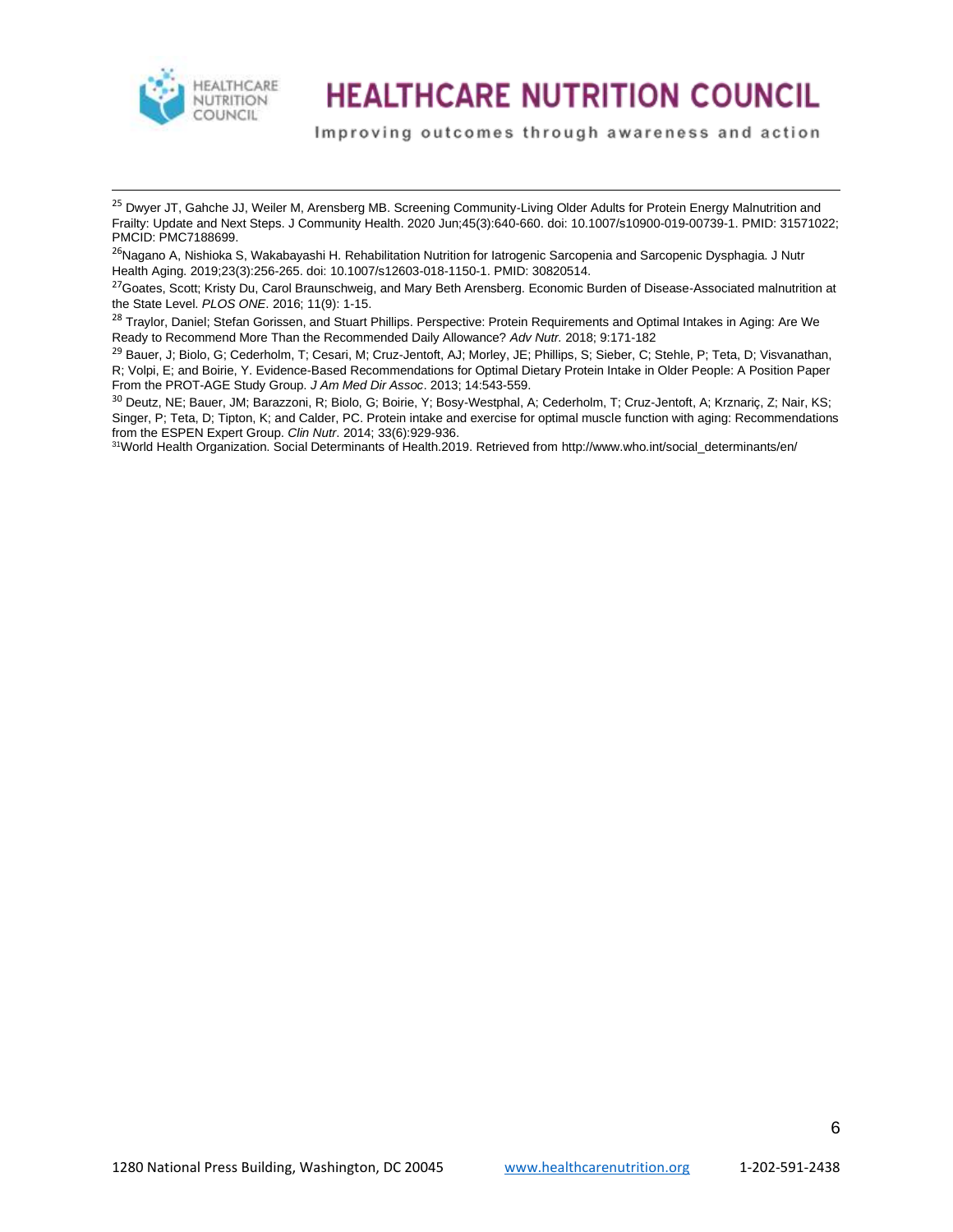[25] Dwyer JT, Gahche JJ, Weiler M, Arensberg MB. Screening Community-Living Older Adults for Protein Energy Malnutrition and Frailty: Update and Next Steps. J Community Health. 2020 Jun;45(3):640-660. doi: 10.1007/s10900-019-00739-1. PMID: 31571022; PMCID: PMC7188699.

[26] Nagano A, Nishioka S, Wakabayashi H. Rehabilitation Nutrition for Iatrogenic Sarcopenia and Sarcopenic Dysphagia. J Nutr Health Aging. 2019;23(3):256-265. doi: 10.1007/s12603-018-1150-1. PMID: 30820514.

[27] Goates, Scott; Kristy Du, Carol Braunschweig, and Mary Beth Arensberg. Economic Burden of Disease-Associated malnutrition at the State Level. *PLOS ONE*. 2016; 11(9): 1-15.

[28] Traylor, Daniel; Stefan Gorissen, and Stuart Phillips. Perspective: Protein Requirements and Optimal Intakes in Aging: Are We Ready to Recommend More Than the Recommended Daily Allowance? *Adv Nutr.* 2018; 9:171-182

[29] Bauer, J; Biolo, G; Cederholm, T; Cesari, M; Cruz-Jentoft, AJ; Morley, JE; Phillips, S; Sieber, C; Stehle, P; Teta, D; Visvanathan, R; Volpi, E; and Boirie, Y. Evidence-Based Recommendations for Optimal Dietary Protein Intake in Older People: A Position Paper From the PROT-AGE Study Group. *J Am Med Dir Assoc*. 2013; 14:543-559.

[30] Deutz, NE; Bauer, JM; Barazzoni, R; Biolo, G; Boirie, Y; Bosy-Westphal, A; Cederholm, T; Cruz-Jentoft, A; Krznariç, Z; Nair, KS; Singer, P; Teta, D; Tipton, K; and Calder, PC. Protein intake and exercise for optimal muscle function with aging: Recommendations from the ESPEN Expert Group. *Clin Nutr*. 2014; 33(6):929-936.

[31] World Health Organization. Social Determinants of Health.2019. Retrieved from http://www.who.int/social_determinants/en/